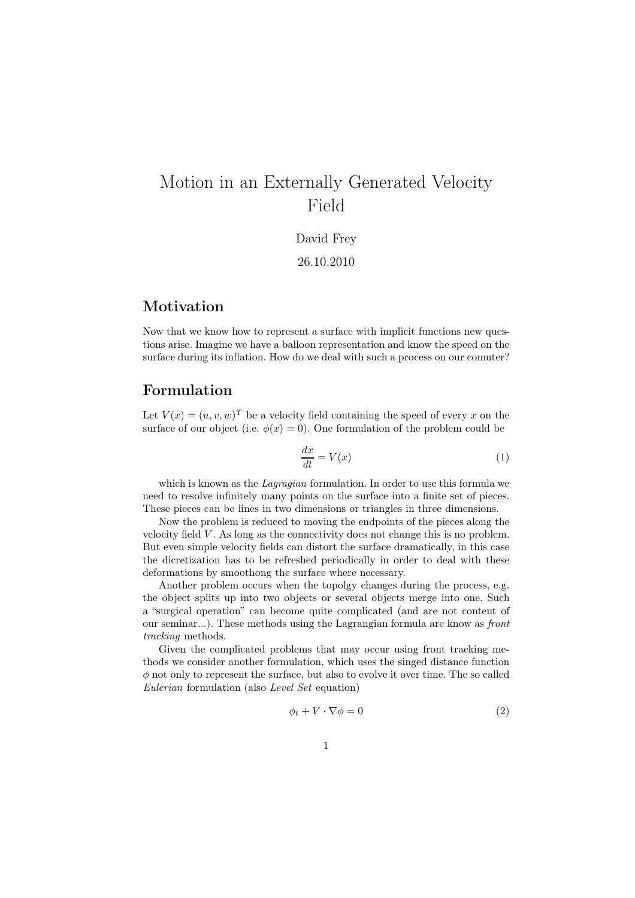# Motion in an Externally Generated Velocity Field

David Frey

26.10.2010

## Motivation

Now that we know how to represent a surface with implicit functions new questions arise. Imagine we have a balloon representation and know the speed on the surface during its inflation. How do we deal with such a process on our comuter?

## Formulation

Let $V(x) = (u, v, w)^T$ be a velocity field containing the speed of every $x$ on the surface of our object (i.e. $\phi(x) = 0$). One formulation of the problem could be

$$\frac{dx}{dt} = V(x) \tag{1}$$

which is known as the *Lagragian* formulation. In order to use this formula we need to resolve infinitely many points on the surface into a finite set of pieces. These pieces can be lines in two dimensions or triangles in three dimensions.

Now the problem is reduced to moving the endpoints of the pieces along the velocity field $V$. As long as the connectivity does not change this is no problem. But even simple velocity fields can distort the surface dramatically, in this case the dicretization has to be refreshed periodically in order to deal with these deformations by smoothong the surface where necessary.

Another problem occurs when the topolgy changes during the process, e.g. the object splits up into two objects or several objects merge into one. Such a "surgical operation" can become quite complicated (and are not content of our seminar...). These methods using the Lagrangian formula are know as *front tracking* methods.

Given the complicated problems that may occur using front tracking methods we consider another formulation, which uses the singed distance function $\phi$ not only to represent the surface, but also to evolve it over time. The so called *Eulerian* formulation (also *Level Set* equation)

$$\phi_t + V \cdot \nabla \phi = 0 \tag{2}$$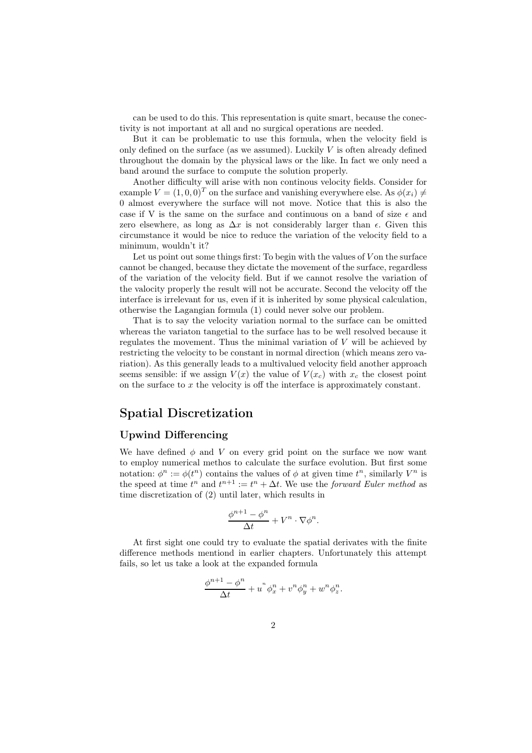can be used to do this. This representation is quite smart, because the conectivity is not important at all and no surgical operations are needed.

But it can be problematic to use this formula, when the velocity field is only defined on the surface (as we assumed). Luckily $V$ is often already defined throughout the domain by the physical laws or the like. In fact we only need a band around the surface to compute the solution properly.

Another difficulty will arise with non continous velocity fields. Consider for example $V = (1, 0, 0)^T$ on the surface and vanishing everywhere else. As $\phi(x_i) \neq 0$ almost everywhere the surface will not move. Notice that this is also the case if V is the same on the surface and continuous on a band of size $\epsilon$ and zero elsewhere, as long as $\Delta x$ is not considerably larger than $\epsilon$. Given this circumstance it would be nice to reduce the variation of the velocity field to a minimum, wouldn't it?

Let us point out some things first: To begin with the values of $V$ on the surface cannot be changed, because they dictate the movement of the surface, regardless of the variation of the velocity field. But if we cannot resolve the variation of the valocity properly the result will not be accurate. Second the velocity off the interface is irrelevant for us, even if it is inherited by some physical calculation, otherwise the Lagangian formula (1) could never solve our problem.

That is to say the velocity variation normal to the surface can be omitted whereas the variaton tangetial to the surface has to be well resolved because it regulates the movement. Thus the minimal variation of $V$ will be achieved by restricting the velocity to be constant in normal direction (which means zero variation). As this generally leads to a multivalued velocity field another approach seems sensible: if we assign $V(x)$ the value of $V(x_c)$ with $x_c$ the closest point on the surface to $x$ the velocity is off the interface is approximately constant.

## Spatial Discretization

### Upwind Differencing

We have defined $\phi$ and $V$ on every grid point on the surface we now want to employ numerical methos to calculate the surface evolution. But first some notation: $\phi^n := \phi(t^n)$ contains the values of $\phi$ at given time $t^n$, similarly $V^n$ is the speed at time $t^n$ and $t^{n+1} := t^n + \Delta t$. We use the *forward Euler method* as time discretization of (2) until later, which results in

$$\frac{\phi^{n+1} - \phi^n}{\Delta t} + V^n \cdot \nabla \phi^n.$$

At first sight one could try to evaluate the spatial derivates with the finite difference methods mentiond in earlier chapters. Unfortunately this attempt fails, so let us take a look at the expanded formula

$$\frac{\phi^{n+1} - \phi^n}{\Delta t} + u^n \phi_x^n + v^n \phi_y^n + w^n \phi_z^n.$$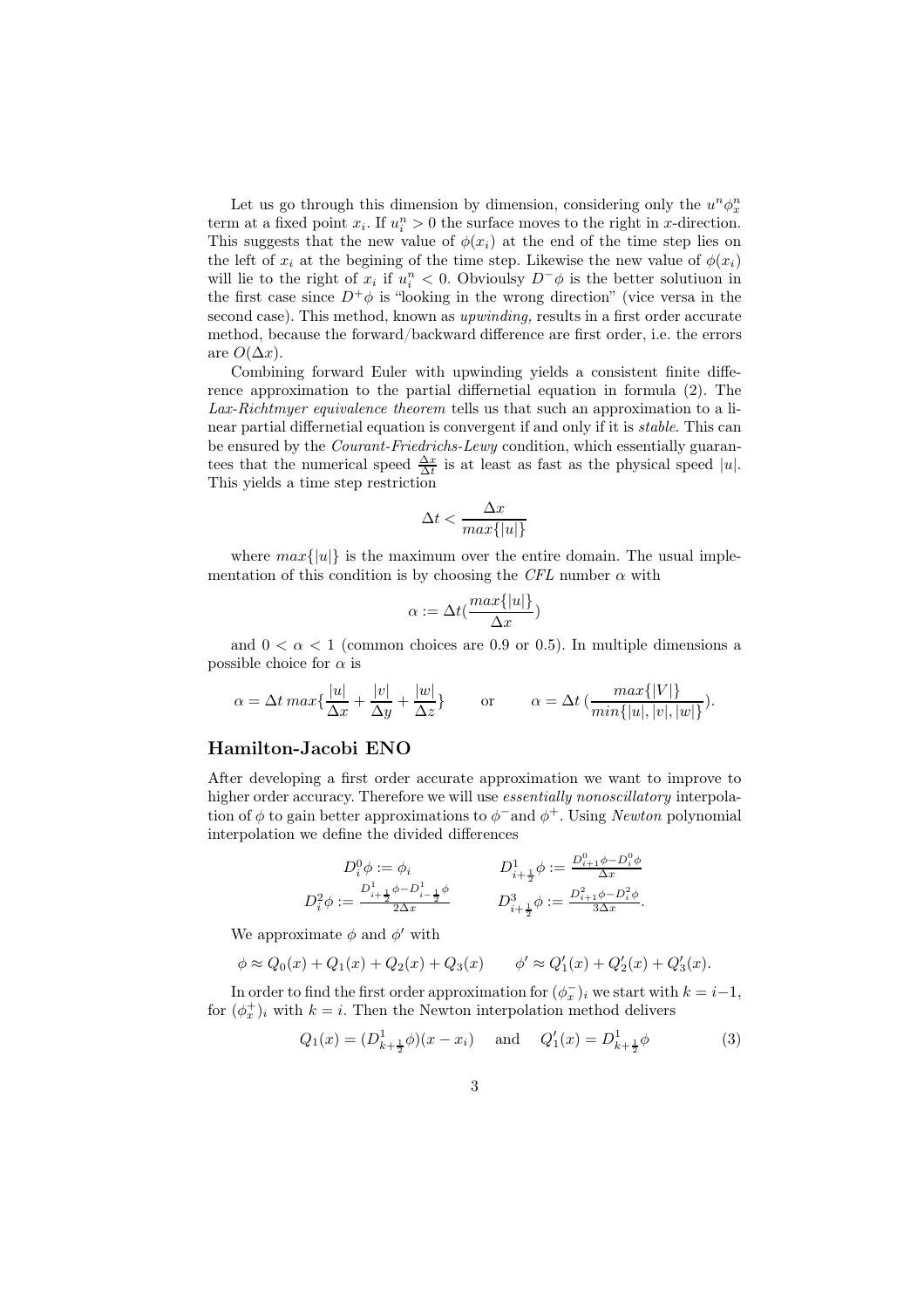Let us go through this dimension by dimension, considering only the $u^n \phi_x^n$ term at a fixed point $x_i$. If $u_i^n > 0$ the surface moves to the right in $x$-direction. This suggests that the new value of $\phi(x_i)$ at the end of the time step lies on the left of $x_i$ at the begining of the time step. Likewise the new value of $\phi(x_i)$ will lie to the right of $x_i$ if $u_i^n < 0$. Obvioulsy $D^-\phi$ is the better solutiuon in the first case since $D^+\phi$ is "looking in the wrong direction" (vice versa in the second case). This method, known as *upwinding,* results in a first order accurate method, because the forward/backward difference are first order, i.e. the errors are $O(\Delta x)$.

Combining forward Euler with upwinding yields a consistent finite difference approximation to the partial differnetial equation in formula (2). The *Lax-Richtmyer equivalence theorem* tells us that such an approximation to a linear partial differnetial equation is convergent if and only if it is *stable*. This can be ensured by the *Courant-Friedrichs-Lewy* condition, which essentially guarantees that the numerical speed $\frac{\Delta x}{\Delta t}$ is at least as fast as the physical speed $|u|$. This yields a time step restriction

$$\Delta t < \frac{\Delta x}{max\{|u|\}}$$

where $max\{|u|\}$ is the maximum over the entire domain. The usual implementation of this condition is by choosing the *CFL* number $\alpha$ with

$$\alpha := \Delta t (\frac{max\{|u|\}}{\Delta x})$$

and $0 < \alpha < 1$ (common choices are 0.9 or 0.5). In multiple dimensions a possible choice for $\alpha$ is

$$\alpha = \Delta t \, max\{\frac{|u|}{\Delta x} + \frac{|v|}{\Delta y} + \frac{|w|}{\Delta z}\} \qquad \text{or} \qquad \alpha = \Delta t \, (\frac{max\{|V|\}}{min\{|u|, |v|, |w|\}}).$$

## Hamilton-Jacobi ENO

After developing a first order accurate approximation we want to improve to higher order accuracy. Therefore we will use *essentially nonoscillatory* interpolation of $\phi$ to gain better approximations to $\phi^-$ and $\phi^+$. Using *Newton* polynomial interpolation we define the divided differences

$$D_i^0 \phi := \phi_i \qquad D^1_{i+\frac{1}{2}}\phi := \frac{D^0_{i+1}\phi - D^0_i \phi}{\Delta x}$$

$$D_i^2 \phi := \frac{D^1_{i+\frac{1}{2}}\phi - D^1_{i-\frac{1}{2}}\phi}{2\Delta x} \qquad D^3_{i+\frac{1}{2}}\phi := \frac{D^2_{i+1}\phi - D^2_i \phi}{3\Delta x}.$$

We approximate $\phi$ and $\phi'$ with

$$\phi \approx Q_0(x) + Q_1(x) + Q_2(x) + Q_3(x) \qquad \phi' \approx Q_1'(x) + Q_2'(x) + Q_3'(x).$$

In order to find the first order approximation for $(\phi_x^-)_i$ we start with $k = i-1$, for $(\phi_x^+)_i$ with $k = i$. Then the Newton interpolation method delivers

$$Q_1(x) = (D^1_{k+\frac{1}{2}}\phi)(x - x_i) \quad \text{and} \quad Q_1'(x) = D^1_{k+\frac{1}{2}}\phi \tag{3}$$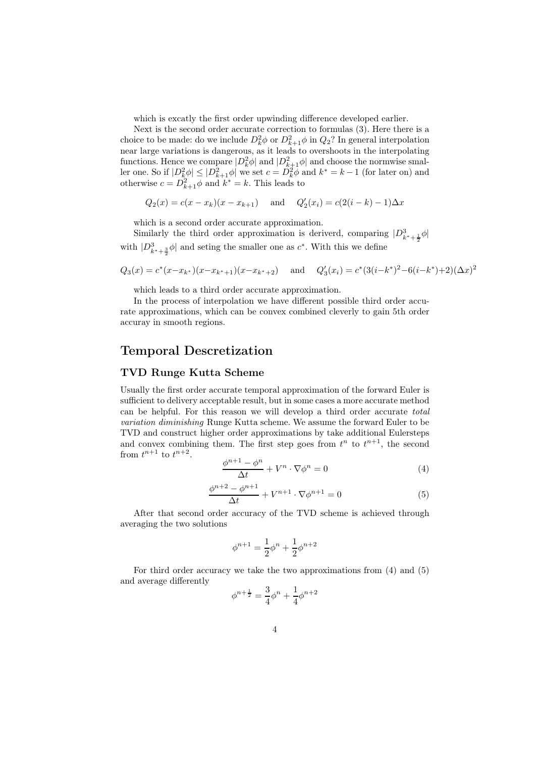which is excatly the first order upwinding difference developed earlier.

Next is the second order accurate correction to formulas (3). Here there is a choice to be made: do we include $D^2_k\phi$ or $D^2_{k+1}\phi$ in $Q_2$? In general interpolation near large variations is dangerous, as it leads to overshoots in the interpolating functions. Hence we compare $|D^2_k\phi|$ and $|D^2_{k+1}\phi|$ and choose the normwise smaller one. So if $|D^2_k\phi| \leq |D^2_{k+1}\phi|$ we set $c = D^2_k\phi$ and $k^* = k-1$ (for later on) and otherwise $c = D^2_{k+1}\phi$ and $k^* = k$. This leads to

$$Q_2(x) = c(x - x_k)(x - x_{k+1}) \quad \text{and} \quad Q_2'(x_i) = c(2(i-k) - 1)\Delta x$$

which is a second order accurate approximation.

Similarly the third order approximation is deriverd, comparing $|D^3_{k^*+\frac{1}{2}}\phi|$ with $|D^3_{k^*+\frac{3}{2}}\phi|$ and seting the smaller one as $c^*$. With this we define

$$Q_3(x) = c^*(x-x_{k^*})(x-x_{k^*+1})(x-x_{k^*+2}) \quad \text{and} \quad Q_3'(x_i) = c^*(3(i-k^*)^2-6(i-k^*)+2)(\Delta x)^2$$

which leads to a third order accurate approximation.

In the process of interpolation we have different possible third order accurate approximations, which can be convex combined cleverly to gain 5th order accuray in smooth regions.

# Temporal Descretization

## TVD Runge Kutta Scheme

Usually the first order accurate temporal approximation of the forward Euler is sufficient to delivery acceptable result, but in some cases a more accurate method can be helpful. For this reason we will develop a third order accurate *total variation diminishing* Runge Kutta scheme. We assume the forward Euler to be TVD and construct higher order approximations by take additional Eulersteps and convex combining them. The first step goes from $t^n$ to $t^{n+1}$, the second from $t^{n+1}$ to $t^{n+2}$.

$$\frac{\phi^{n+1} - \phi^n}{\Delta t} + V^n \cdot \nabla\phi^n = 0 \tag{4}$$

$$\frac{\phi^{n+2} - \phi^{n+1}}{\Delta t} + V^{n+1} \cdot \nabla\phi^{n+1} = 0 \tag{5}$$

After that second order accuracy of the TVD scheme is achieved through averaging the two solutions

$$\phi^{n+1} = \frac{1}{2}\phi^n + \frac{1}{2}\phi^{n+2}$$

For third order accuracy we take the two approximations from (4) and (5) and average differently

$$\phi^{n+\frac{1}{2}} = \frac{3}{4}\phi^n + \frac{1}{4}\phi^{n+2}$$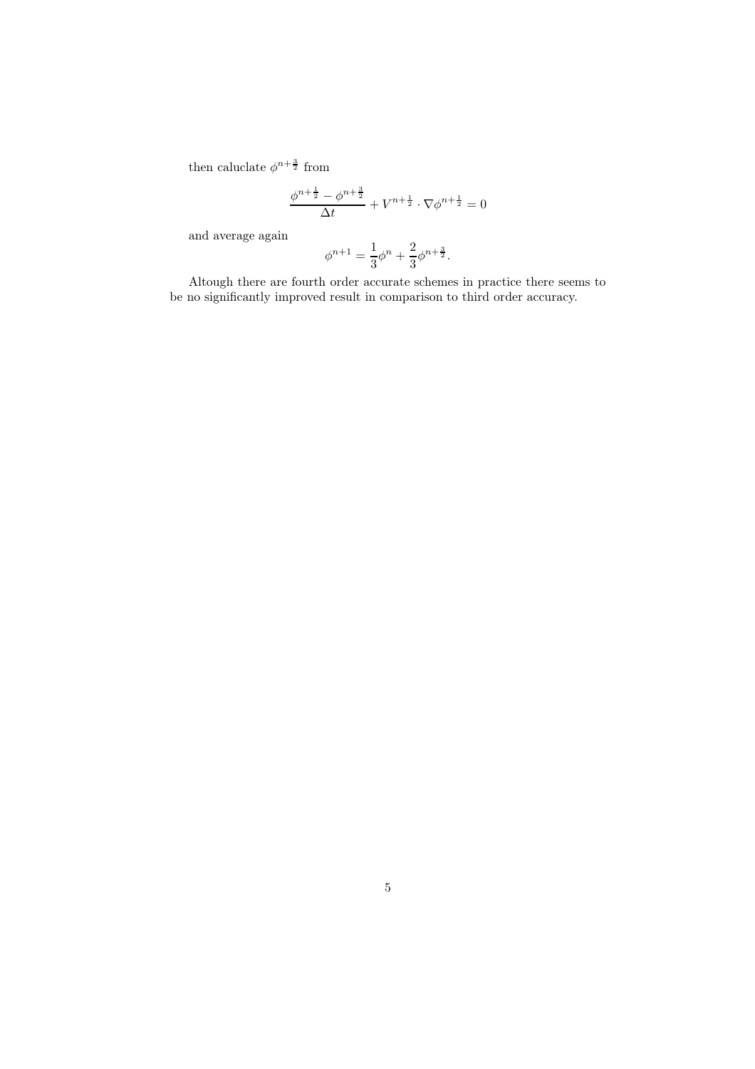then caluclate $\phi^{n+\frac{3}{2}}$ from

$$\frac{\phi^{n+\frac{1}{2}} - \phi^{n+\frac{3}{2}}}{\Delta t} + V^{n+\frac{1}{2}} \cdot \nabla \phi^{n+\frac{1}{2}} = 0$$

and average again

$$\phi^{n+1} = \frac{1}{3}\phi^n + \frac{2}{3}\phi^{n+\frac{3}{2}}.$$

Altough there are fourth order accurate schemes in practice there seems to be no significantly improved result in comparison to third order accuracy.